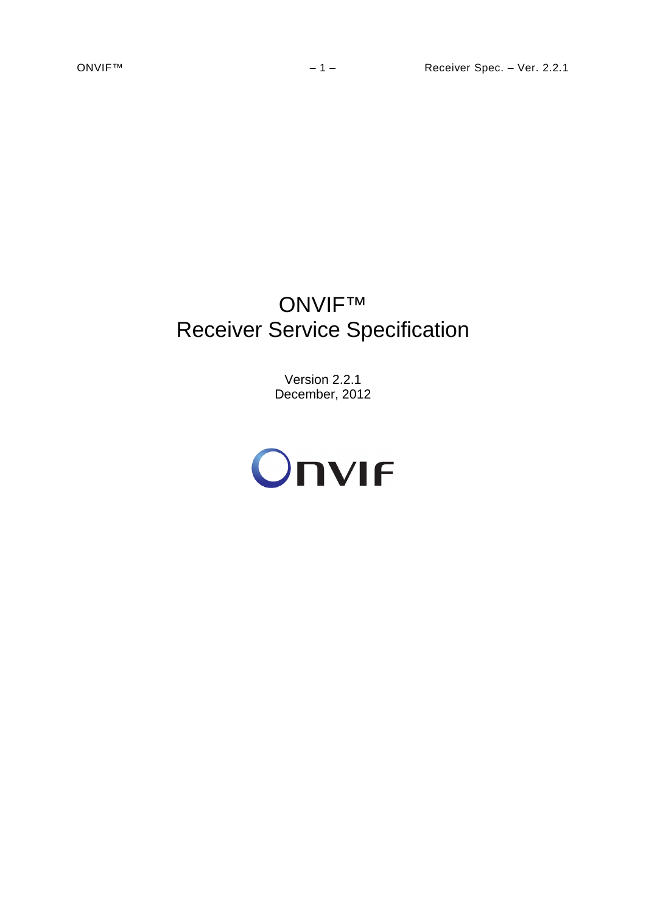# ONVIF™
# Receiver Service Specification

Version 2.2.1
December, 2012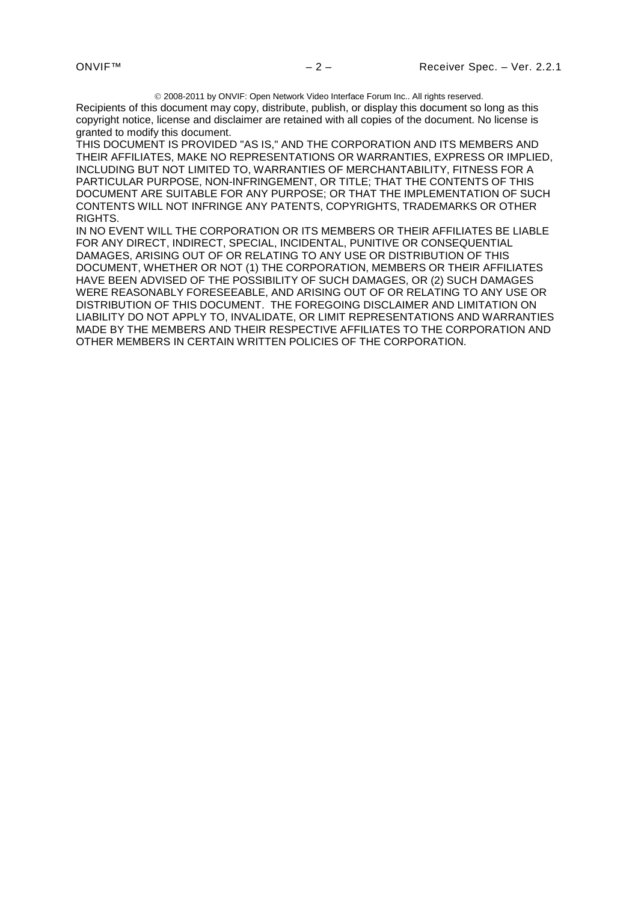© 2008-2011 by ONVIF: Open Network Video Interface Forum Inc.. All rights reserved.

Recipients of this document may copy, distribute, publish, or display this document so long as this copyright notice, license and disclaimer are retained with all copies of the document. No license is granted to modify this document.

THIS DOCUMENT IS PROVIDED "AS IS," AND THE CORPORATION AND ITS MEMBERS AND THEIR AFFILIATES, MAKE NO REPRESENTATIONS OR WARRANTIES, EXPRESS OR IMPLIED, INCLUDING BUT NOT LIMITED TO, WARRANTIES OF MERCHANTABILITY, FITNESS FOR A PARTICULAR PURPOSE, NON-INFRINGEMENT, OR TITLE; THAT THE CONTENTS OF THIS DOCUMENT ARE SUITABLE FOR ANY PURPOSE; OR THAT THE IMPLEMENTATION OF SUCH CONTENTS WILL NOT INFRINGE ANY PATENTS, COPYRIGHTS, TRADEMARKS OR OTHER RIGHTS.

IN NO EVENT WILL THE CORPORATION OR ITS MEMBERS OR THEIR AFFILIATES BE LIABLE FOR ANY DIRECT, INDIRECT, SPECIAL, INCIDENTAL, PUNITIVE OR CONSEQUENTIAL DAMAGES, ARISING OUT OF OR RELATING TO ANY USE OR DISTRIBUTION OF THIS DOCUMENT, WHETHER OR NOT (1) THE CORPORATION, MEMBERS OR THEIR AFFILIATES HAVE BEEN ADVISED OF THE POSSIBILITY OF SUCH DAMAGES, OR (2) SUCH DAMAGES WERE REASONABLY FORESEEABLE, AND ARISING OUT OF OR RELATING TO ANY USE OR DISTRIBUTION OF THIS DOCUMENT. THE FOREGOING DISCLAIMER AND LIMITATION ON LIABILITY DO NOT APPLY TO, INVALIDATE, OR LIMIT REPRESENTATIONS AND WARRANTIES MADE BY THE MEMBERS AND THEIR RESPECTIVE AFFILIATES TO THE CORPORATION AND OTHER MEMBERS IN CERTAIN WRITTEN POLICIES OF THE CORPORATION.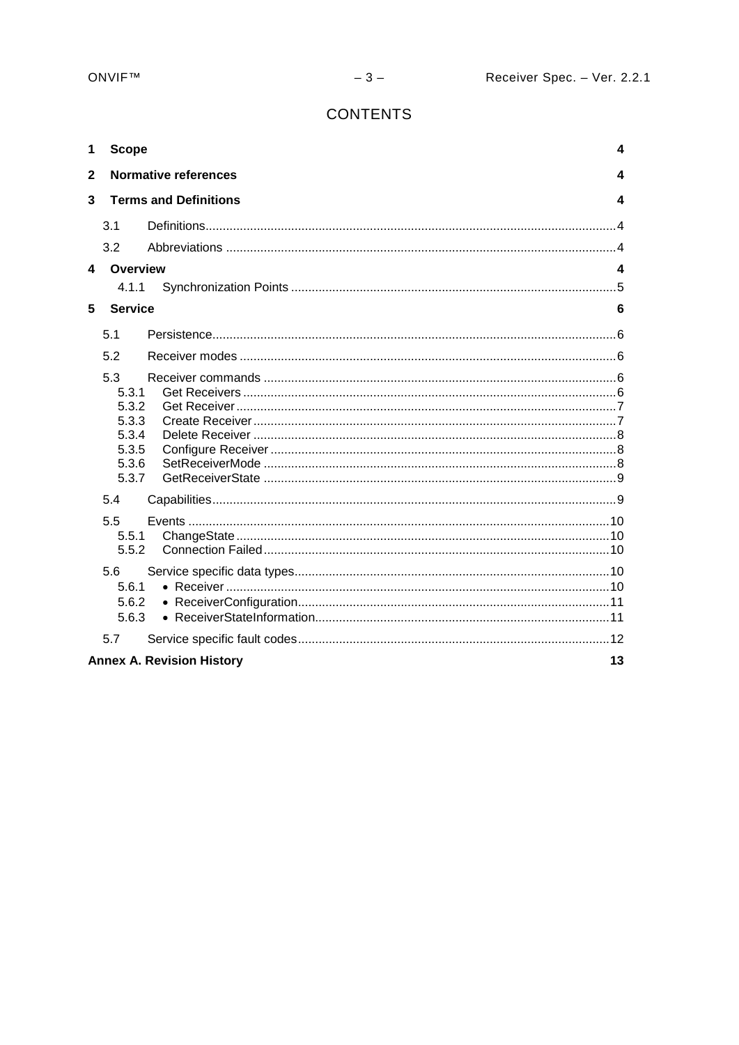# CONTENTS

**1 Scope** **4**

**2 Normative references** **4**

**3 Terms and Definitions** **4**

- 3.1 Definitions....................................................4
- 3.2 Abbreviations ....................................................4

**4 Overview** **4**

- 4.1.1 Synchronization Points ....................................................5

**5 Service** **6**

- 5.1 Persistence....................................................6
- 5.2 Receiver modes ....................................................6
- 5.3 Receiver commands ....................................................6
  - 5.3.1 Get Receivers ....................................................6
  - 5.3.2 Get Receiver....................................................7
  - 5.3.3 Create Receiver....................................................7
  - 5.3.4 Delete Receiver ....................................................8
  - 5.3.5 Configure Receiver ....................................................8
  - 5.3.6 SetReceiverMode ....................................................8
  - 5.3.7 GetReceiverState ....................................................9
- 5.4 Capabilities....................................................9
- 5.5 Events ....................................................10
  - 5.5.1 ChangeState....................................................10
  - 5.5.2 Connection Failed....................................................10
- 5.6 Service specific data types....................................................10
  - 5.6.1 • Receiver ....................................................10
  - 5.6.2 • ReceiverConfiguration....................................................11
  - 5.6.3 • ReceiverStateInformation....................................................11
- 5.7 Service specific fault codes....................................................12

**Annex A. Revision History** **13**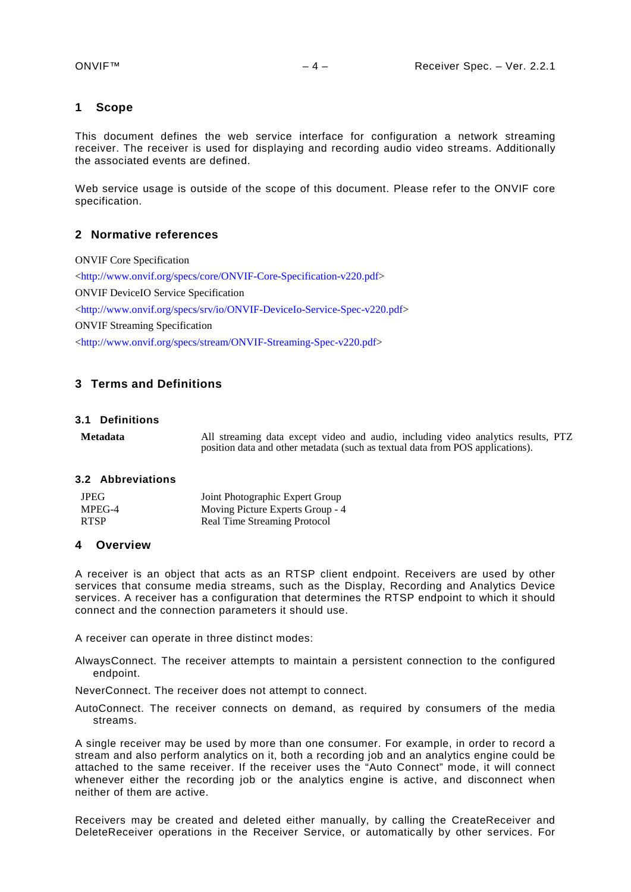# 1 Scope

This document defines the web service interface for configuration a network streaming receiver. The receiver is used for displaying and recording audio video streams. Additionally the associated events are defined.

Web service usage is outside of the scope of this document. Please refer to the ONVIF core specification.

# 2 Normative references

ONVIF Core Specification

<http://www.onvif.org/specs/core/ONVIF-Core-Specification-v220.pdf>

ONVIF DeviceIO Service Specification

<http://www.onvif.org/specs/srv/io/ONVIF-DeviceIo-Service-Spec-v220.pdf>

ONVIF Streaming Specification

<http://www.onvif.org/specs/stream/ONVIF-Streaming-Spec-v220.pdf>

# 3 Terms and Definitions

## 3.1 Definitions

**Metadata** All streaming data except video and audio, including video analytics results, PTZ position data and other metadata (such as textual data from POS applications).

## 3.2 Abbreviations

| | |
|---|---|
| JPEG | Joint Photographic Expert Group |
| MPEG-4 | Moving Picture Experts Group - 4 |
| RTSP | Real Time Streaming Protocol |

# 4 Overview

A receiver is an object that acts as an RTSP client endpoint. Receivers are used by other services that consume media streams, such as the Display, Recording and Analytics Device services. A receiver has a configuration that determines the RTSP endpoint to which it should connect and the connection parameters it should use.

A receiver can operate in three distinct modes:

AlwaysConnect. The receiver attempts to maintain a persistent connection to the configured endpoint.

NeverConnect. The receiver does not attempt to connect.

AutoConnect. The receiver connects on demand, as required by consumers of the media streams.

A single receiver may be used by more than one consumer. For example, in order to record a stream and also perform analytics on it, both a recording job and an analytics engine could be attached to the same receiver. If the receiver uses the "Auto Connect" mode, it will connect whenever either the recording job or the analytics engine is active, and disconnect when neither of them are active.

Receivers may be created and deleted either manually, by calling the CreateReceiver and DeleteReceiver operations in the Receiver Service, or automatically by other services. For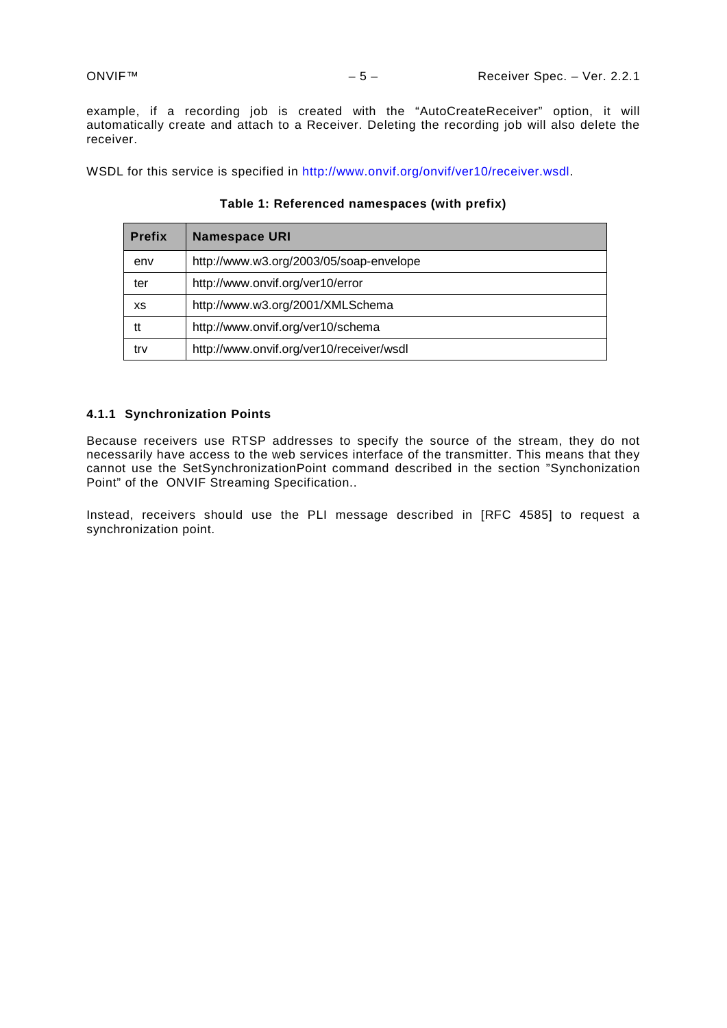example, if a recording job is created with the “AutoCreateReceiver” option, it will automatically create and attach to a Receiver. Deleting the recording job will also delete the receiver.

WSDL for this service is specified in http://www.onvif.org/onvif/ver10/receiver.wsdl.

**Table 1: Referenced namespaces (with prefix)**

| Prefix | Namespace URI |
|---|---|
| env | http://www.w3.org/2003/05/soap-envelope |
| ter | http://www.onvif.org/ver10/error |
| xs | http://www.w3.org/2001/XMLSchema |
| tt | http://www.onvif.org/ver10/schema |
| trv | http://www.onvif.org/ver10/receiver/wsdl |

### 4.1.1 Synchronization Points

Because receivers use RTSP addresses to specify the source of the stream, they do not necessarily have access to the web services interface of the transmitter. This means that they cannot use the SetSynchronizationPoint command described in the section ”Synchonization Point” of the ONVIF Streaming Specification..

Instead, receivers should use the PLI message described in [RFC 4585] to request a synchronization point.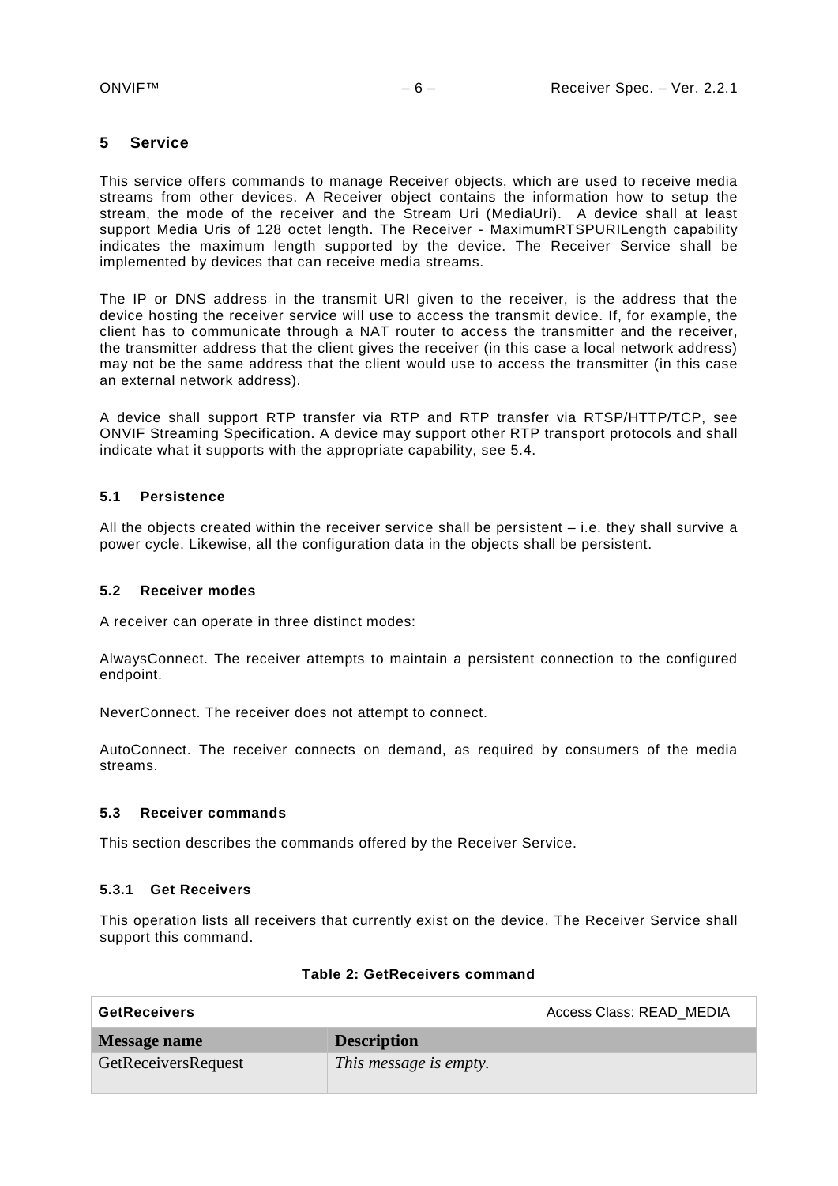# 5 Service

This service offers commands to manage Receiver objects, which are used to receive media streams from other devices. A Receiver object contains the information how to setup the stream, the mode of the receiver and the Stream Uri (MediaUri). A device shall at least support Media Uris of 128 octet length. The Receiver - MaximumRTSPURILength capability indicates the maximum length supported by the device. The Receiver Service shall be implemented by devices that can receive media streams.

The IP or DNS address in the transmit URI given to the receiver, is the address that the device hosting the receiver service will use to access the transmit device. If, for example, the client has to communicate through a NAT router to access the transmitter and the receiver, the transmitter address that the client gives the receiver (in this case a local network address) may not be the same address that the client would use to access the transmitter (in this case an external network address).

A device shall support RTP transfer via RTP and RTP transfer via RTSP/HTTP/TCP, see ONVIF Streaming Specification. A device may support other RTP transport protocols and shall indicate what it supports with the appropriate capability, see 5.4.

## 5.1 Persistence

All the objects created within the receiver service shall be persistent – i.e. they shall survive a power cycle. Likewise, all the configuration data in the objects shall be persistent.

## 5.2 Receiver modes

A receiver can operate in three distinct modes:

AlwaysConnect. The receiver attempts to maintain a persistent connection to the configured endpoint.

NeverConnect. The receiver does not attempt to connect.

AutoConnect. The receiver connects on demand, as required by consumers of the media streams.

## 5.3 Receiver commands

This section describes the commands offered by the Receiver Service.

### 5.3.1 Get Receivers

This operation lists all receivers that currently exist on the device. The Receiver Service shall support this command.

**Table 2: GetReceivers command**

| **GetReceivers** | | Access Class: READ_MEDIA |
|---|---|---|
| **Message name** | **Description** | |
| GetReceiversRequest | *This message is empty.* | |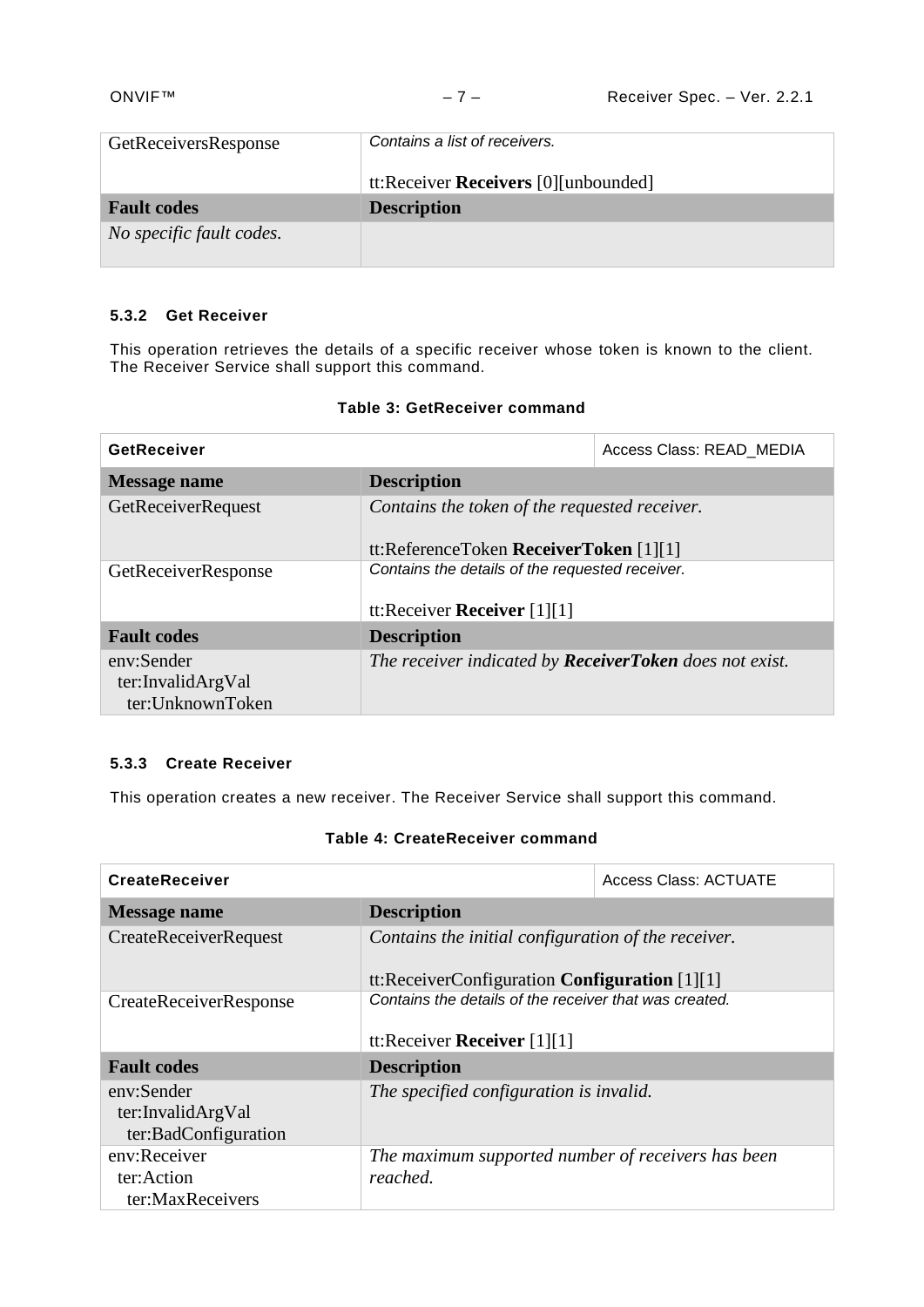| | |
|---|---|
| GetReceiversResponse | *Contains a list of receivers.*<br><br>tt:Receiver **Receivers** [0][unbounded] |
| **Fault codes** | **Description** |
| *No specific fault codes.* | |

#### 5.3.2 Get Receiver

This operation retrieves the details of a specific receiver whose token is known to the client. The Receiver Service shall support this command.

**Table 3: GetReceiver command**

| **GetReceiver** | Access Class: READ_MEDIA |
|---|---|
| **Message name** | **Description** |
| GetReceiverRequest | *Contains the token of the requested receiver.*<br><br>tt:ReferenceToken **ReceiverToken** [1][1] |
| GetReceiverResponse | *Contains the details of the requested receiver.*<br><br>tt:Receiver **Receiver** [1][1] |
| **Fault codes** | **Description** |
| env:Sender<br>ter:InvalidArgVal<br>ter:UnknownToken | *The receiver indicated by **ReceiverToken** does not exist.* |

#### 5.3.3 Create Receiver

This operation creates a new receiver. The Receiver Service shall support this command.

**Table 4: CreateReceiver command**

| **CreateReceiver** | Access Class: ACTUATE |
|---|---|
| **Message name** | **Description** |
| CreateReceiverRequest | *Contains the initial configuration of the receiver.*<br><br>tt:ReceiverConfiguration **Configuration** [1][1] |
| CreateReceiverResponse | *Contains the details of the receiver that was created.*<br><br>tt:Receiver **Receiver** [1][1] |
| **Fault codes** | **Description** |
| env:Sender<br>ter:InvalidArgVal<br>ter:BadConfiguration | *The specified configuration is invalid.* |
| env:Receiver<br>ter:Action<br>ter:MaxReceivers | *The maximum supported number of receivers has been reached.* |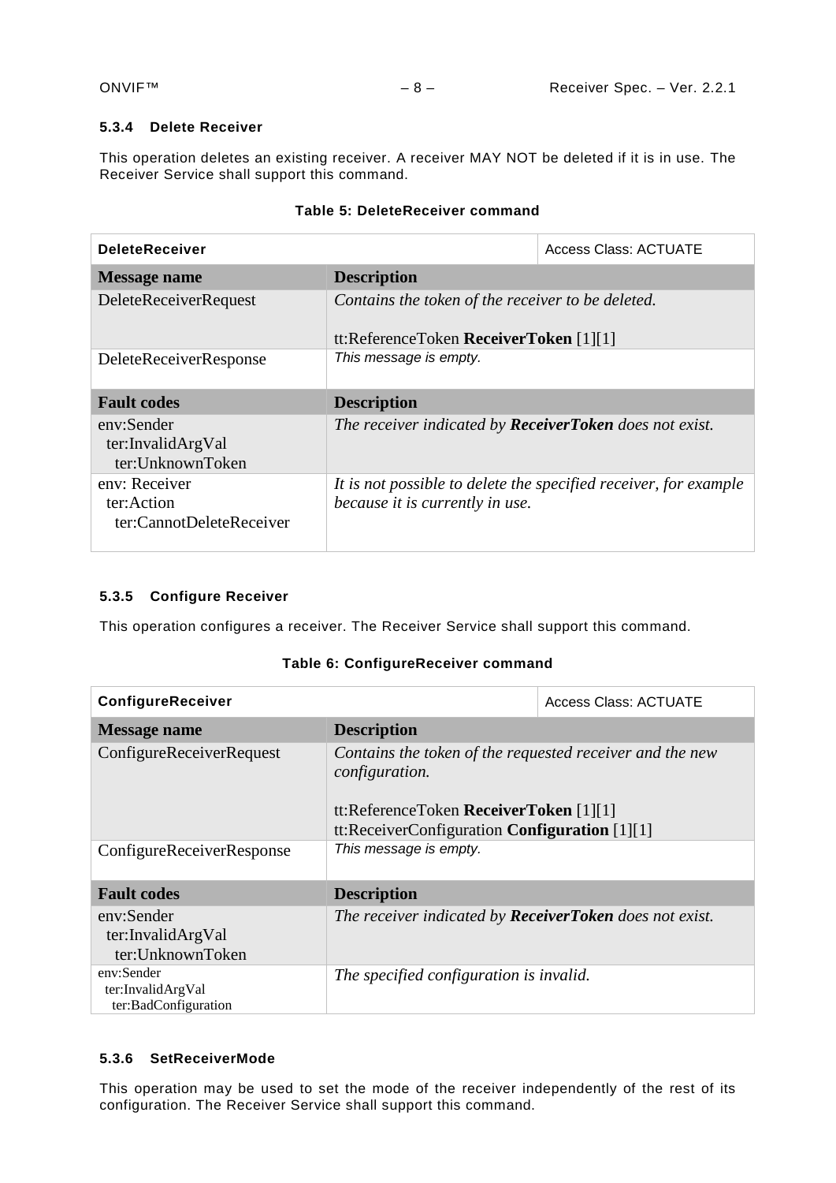#### 5.3.4 Delete Receiver

This operation deletes an existing receiver. A receiver MAY NOT be deleted if it is in use. The Receiver Service shall support this command.

**Table 5: DeleteReceiver command**

| **DeleteReceiver** | | Access Class: ACTUATE |
|---|---|---|
| **Message name** | **Description** | |
| DeleteReceiverRequest | *Contains the token of the receiver to be deleted.*<br><br>tt:ReferenceToken **ReceiverToken** [1][1] | |
| DeleteReceiverResponse | *This message is empty.* | |
| **Fault codes** | **Description** | |
| env:Sender<br>ter:InvalidArgVal<br>ter:UnknownToken | *The receiver indicated by **ReceiverToken** does not exist.* | |
| env: Receiver<br>ter:Action<br>ter:CannotDeleteReceiver | *It is not possible to delete the specified receiver, for example because it is currently in use.* | |

#### 5.3.5 Configure Receiver

This operation configures a receiver. The Receiver Service shall support this command.

**Table 6: ConfigureReceiver command**

| **ConfigureReceiver** | | Access Class: ACTUATE |
|---|---|---|
| **Message name** | **Description** | |
| ConfigureReceiverRequest | *Contains the token of the requested receiver and the new configuration.*<br><br>tt:ReferenceToken **ReceiverToken** [1][1]<br>tt:ReceiverConfiguration **Configuration** [1][1] | |
| ConfigureReceiverResponse | *This message is empty.* | |
| **Fault codes** | **Description** | |
| env:Sender<br>ter:InvalidArgVal<br>ter:UnknownToken | *The receiver indicated by **ReceiverToken** does not exist.* | |
| env:Sender<br>ter:InvalidArgVal<br>ter:BadConfiguration | *The specified configuration is invalid.* | |

#### 5.3.6 SetReceiverMode

This operation may be used to set the mode of the receiver independently of the rest of its configuration. The Receiver Service shall support this command.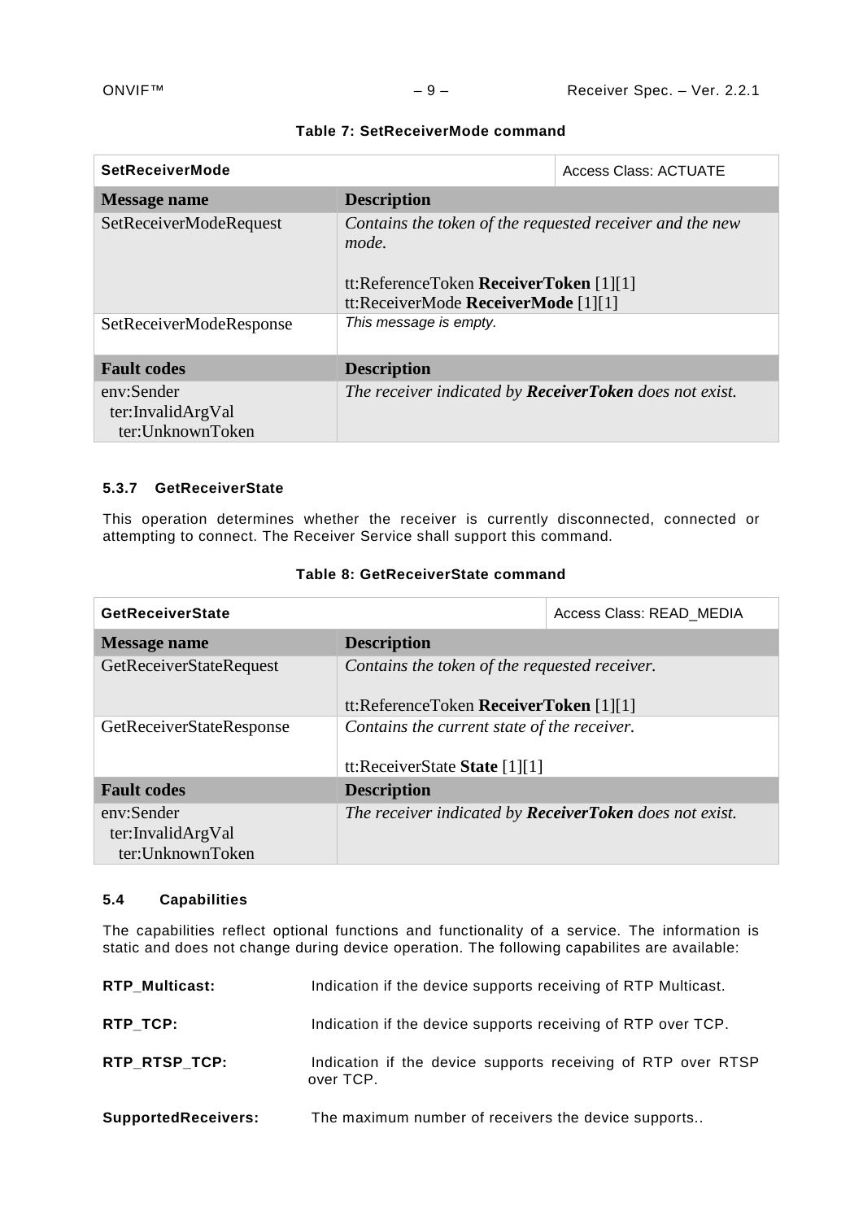**Table 7: SetReceiverMode command**

| SetReceiverMode | | Access Class: ACTUATE |
|---|---|---|
| **Message name** | **Description** | |
| SetReceiverModeRequest | *Contains the token of the requested receiver and the new mode.*<br><br>tt:ReferenceToken **ReceiverToken** [1][1]<br>tt:ReceiverMode **ReceiverMode** [1][1] | |
| SetReceiverModeResponse | *This message is empty.* | |
| **Fault codes** | **Description** | |
| env:Sender<br>ter:InvalidArgVal<br>ter:UnknownToken | *The receiver indicated by **ReceiverToken** does not exist.* | |

### 5.3.7 GetReceiverState

This operation determines whether the receiver is currently disconnected, connected or attempting to connect. The Receiver Service shall support this command.

**Table 8: GetReceiverState command**

| GetReceiverState | | Access Class: READ_MEDIA |
|---|---|---|
| **Message name** | **Description** | |
| GetReceiverStateRequest | *Contains the token of the requested receiver.*<br><br>tt:ReferenceToken **ReceiverToken** [1][1] | |
| GetReceiverStateResponse | *Contains the current state of the receiver.*<br><br>tt:ReceiverState **State** [1][1] | |
| **Fault codes** | **Description** | |
| env:Sender<br>ter:InvalidArgVal<br>ter:UnknownToken | *The receiver indicated by **ReceiverToken** does not exist.* | |

## 5.4 Capabilities

The capabilities reflect optional functions and functionality of a service. The information is static and does not change during device operation. The following capabilites are available:

**RTP_Multicast:** Indication if the device supports receiving of RTP Multicast.

**RTP_TCP:** Indication if the device supports receiving of RTP over TCP.

**RTP_RTSP_TCP:** Indication if the device supports receiving of RTP over RTSP over TCP.

**SupportedReceivers:** The maximum number of receivers the device supports..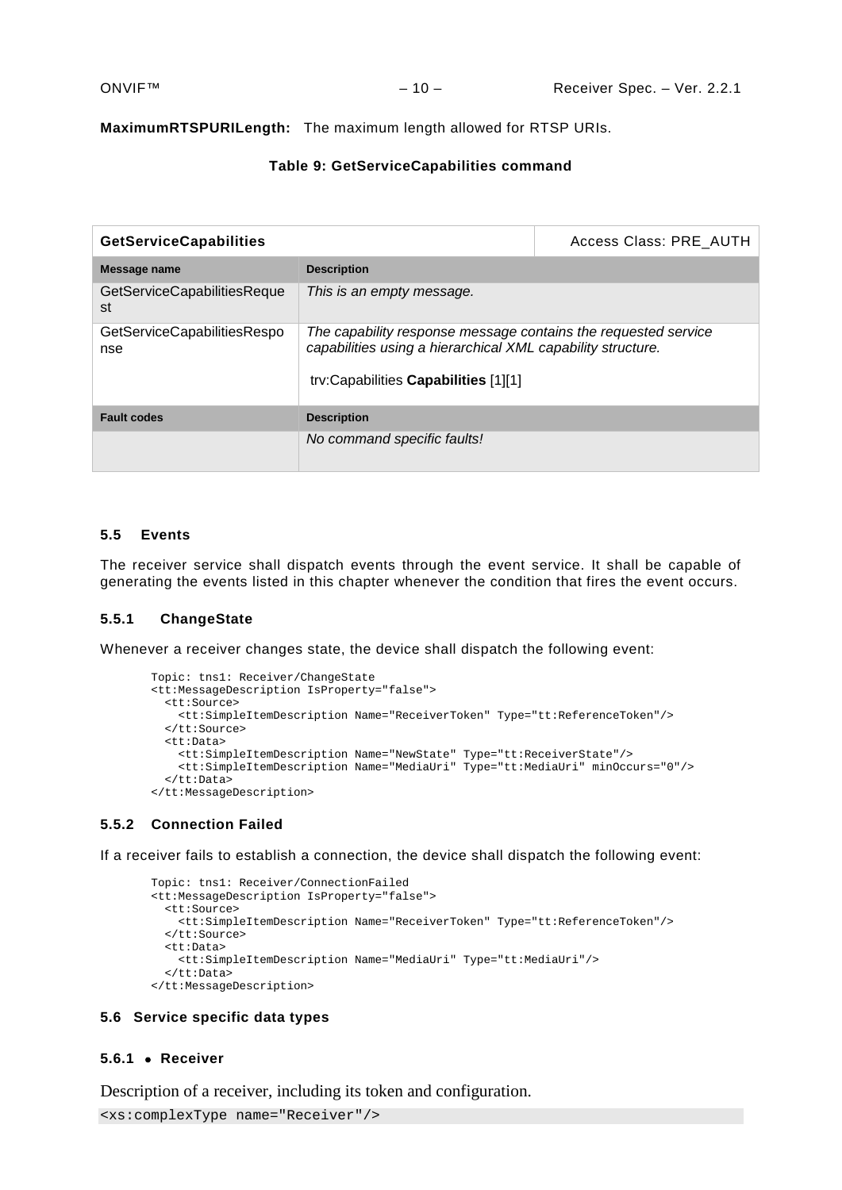**MaximumRTSPURILength:** The maximum length allowed for RTSP URIs.

**Table 9: GetServiceCapabilities command**

| **GetServiceCapabilities** | | Access Class: PRE_AUTH |
|---|---|---|
| **Message name** | **Description** | |
| GetServiceCapabilitiesRequest | *This is an empty message.* | |
| GetServiceCapabilitiesResponse | *The capability response message contains the requested service capabilities using a hierarchical XML capability structure.*<br><br>trv:Capabilities **Capabilities** [1][1] | |
| **Fault codes** | **Description** | |
| | *No command specific faults!* | |

### 5.5 Events

The receiver service shall dispatch events through the event service. It shall be capable of generating the events listed in this chapter whenever the condition that fires the event occurs.

#### 5.5.1 ChangeState

Whenever a receiver changes state, the device shall dispatch the following event:

```
Topic: tns1: Receiver/ChangeState
<tt:MessageDescription IsProperty="false">
  <tt:Source>
    <tt:SimpleItemDescription Name="ReceiverToken" Type="tt:ReferenceToken"/>
  </tt:Source>
  <tt:Data>
    <tt:SimpleItemDescription Name="NewState" Type="tt:ReceiverState"/>
    <tt:SimpleItemDescription Name="MediaUri" Type="tt:MediaUri" minOccurs="0"/>
  </tt:Data>
</tt:MessageDescription>
```

#### 5.5.2 Connection Failed

If a receiver fails to establish a connection, the device shall dispatch the following event:

```
Topic: tns1: Receiver/ConnectionFailed
<tt:MessageDescription IsProperty="false">
  <tt:Source>
    <tt:SimpleItemDescription Name="ReceiverToken" Type="tt:ReferenceToken"/>
  </tt:Source>
  <tt:Data>
    <tt:SimpleItemDescription Name="MediaUri" Type="tt:MediaUri"/>
  </tt:Data>
</tt:MessageDescription>
```

### 5.6 Service specific data types

#### 5.6.1 • Receiver

Description of a receiver, including its token and configuration.

```
<xs:complexType name="Receiver"/>
```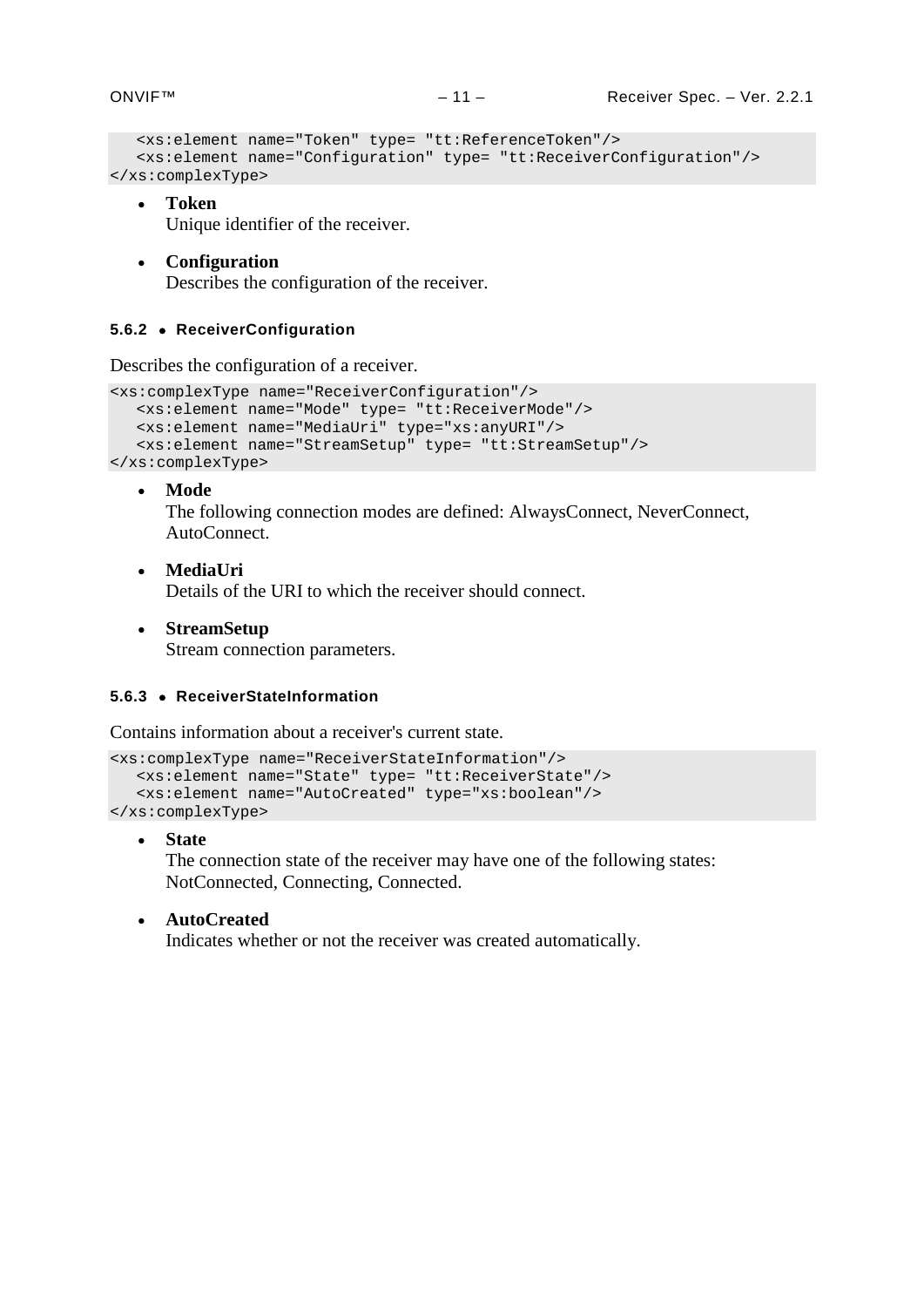```
   <xs:element name="Token" type= "tt:ReferenceToken"/>
   <xs:element name="Configuration" type= "tt:ReceiverConfiguration"/>
</xs:complexType>
```

- **Token**
  Unique identifier of the receiver.

- **Configuration**
  Describes the configuration of the receiver.

#### 5.6.2 • ReceiverConfiguration

Describes the configuration of a receiver.

```
<xs:complexType name="ReceiverConfiguration"/>
   <xs:element name="Mode" type= "tt:ReceiverMode"/>
   <xs:element name="MediaUri" type="xs:anyURI"/>
   <xs:element name="StreamSetup" type= "tt:StreamSetup"/>
</xs:complexType>
```

- **Mode**
  The following connection modes are defined: AlwaysConnect, NeverConnect, AutoConnect.

- **MediaUri**
  Details of the URI to which the receiver should connect.

- **StreamSetup**
  Stream connection parameters.

#### 5.6.3 • ReceiverStateInformation

Contains information about a receiver's current state.

```
<xs:complexType name="ReceiverStateInformation"/>
   <xs:element name="State" type= "tt:ReceiverState"/>
   <xs:element name="AutoCreated" type="xs:boolean"/>
</xs:complexType>
```

- **State**
  The connection state of the receiver may have one of the following states: NotConnected, Connecting, Connected.

- **AutoCreated**
  Indicates whether or not the receiver was created automatically.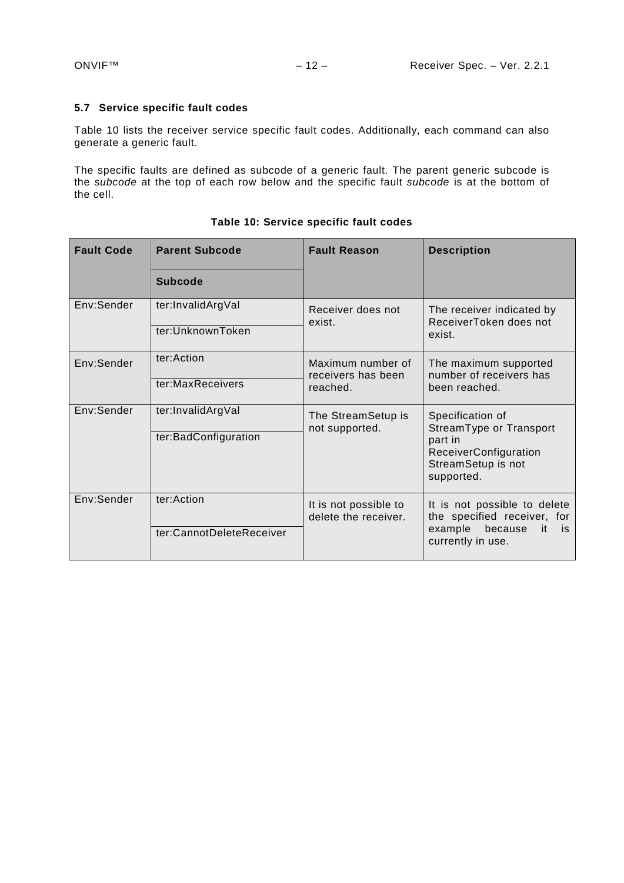### 5.7 Service specific fault codes

Table 10 lists the receiver service specific fault codes. Additionally, each command can also generate a generic fault.

The specific faults are defined as subcode of a generic fault. The parent generic subcode is the *subcode* at the top of each row below and the specific fault *subcode* is at the bottom of the cell.

**Table 10: Service specific fault codes**

| Fault Code | Parent Subcode<br>Subcode | Fault Reason | Description |
|---|---|---|---|
| Env:Sender | ter:InvalidArgVal<br>ter:UnknownToken | Receiver does not exist. | The receiver indicated by ReceiverToken does not exist. |
| Env:Sender | ter:Action<br>ter:MaxReceivers | Maximum number of receivers has been reached. | The maximum supported number of receivers has been reached. |
| Env:Sender | ter:InvalidArgVal<br>ter:BadConfiguration | The StreamSetup is not supported. | Specification of StreamType or Transport part in ReceiverConfiguration StreamSetup is not supported. |
| Env:Sender | ter:Action<br>ter:CannotDeleteReceiver | It is not possible to delete the receiver. | It is not possible to delete the specified receiver, for example because it is currently in use. |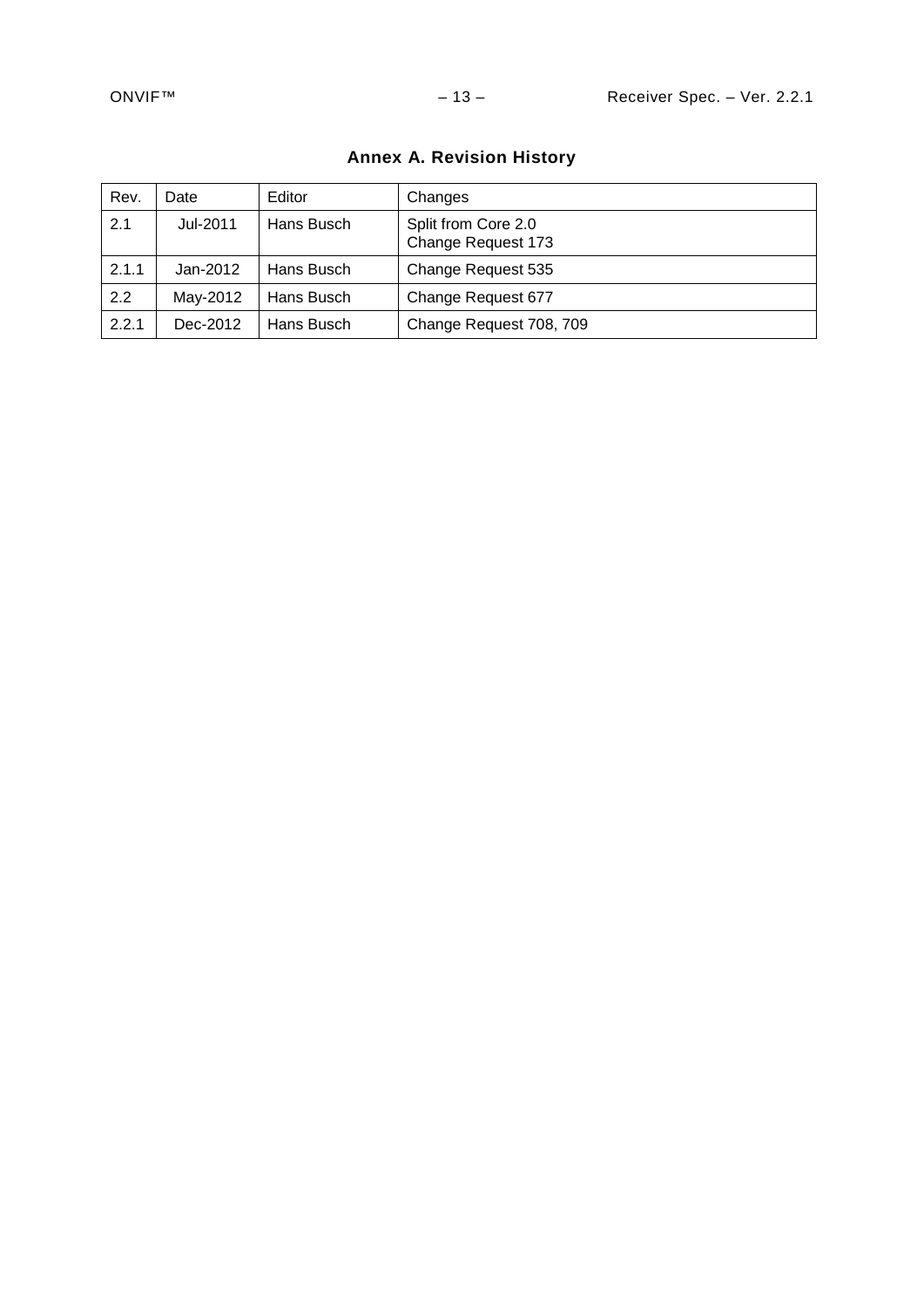# Annex A. Revision History

| Rev. | Date | Editor | Changes |
|---|---|---|---|
| 2.1 | Jul-2011 | Hans Busch | Split from Core 2.0<br>Change Request 173 |
| 2.1.1 | Jan-2012 | Hans Busch | Change Request 535 |
| 2.2 | May-2012 | Hans Busch | Change Request 677 |
| 2.2.1 | Dec-2012 | Hans Busch | Change Request 708, 709 |